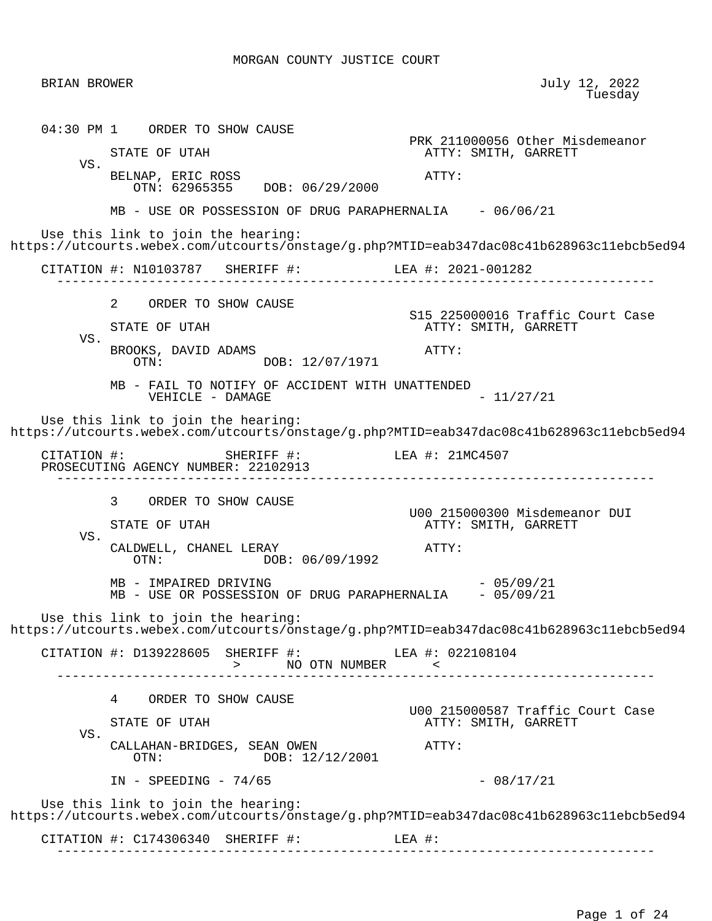# MORGAN COUNTY JUSTICE COURT

BRIAN BROWER

July 12, 2022
Tuesday

---

04:30 PM 1    ORDER TO SHOW CAUSE

PRK 211000056 Other Misdemeanor

STATE OF UTAH    ATTY: SMITH, GARRETT

VS.

BELNAP, ERIC ROSS    ATTY:

OTN: 62965355    DOB: 06/29/2000

MB - USE OR POSSESSION OF DRUG PARAPHERNALIA    - 06/06/21

Use this link to join the hearing:
https://utcourts.webex.com/utcourts/onstage/g.php?MTID=eab347dac08c41b628963c11ebcb5ed94

CITATION #: N10103787    SHERIFF #:    LEA #: 2021-001282

---

2    ORDER TO SHOW CAUSE

S15 225000016 Traffic Court Case

STATE OF UTAH    ATTY: SMITH, GARRETT

VS.

BROOKS, DAVID ADAMS    ATTY:

OTN:    DOB: 12/07/1971

MB - FAIL TO NOTIFY OF ACCIDENT WITH UNATTENDED VEHICLE - DAMAGE    - 11/27/21

Use this link to join the hearing:
https://utcourts.webex.com/utcourts/onstage/g.php?MTID=eab347dac08c41b628963c11ebcb5ed94

CITATION #:    SHERIFF #:    LEA #: 21MC4507

PROSECUTING AGENCY NUMBER: 22102913

---

3    ORDER TO SHOW CAUSE

U00 215000300 Misdemeanor DUI

STATE OF UTAH    ATTY: SMITH, GARRETT

VS.

CALDWELL, CHANEL LERAY    ATTY:

OTN:    DOB: 06/09/1992

MB - IMPAIRED DRIVING    - 05/09/21

MB - USE OR POSSESSION OF DRUG PARAPHERNALIA    - 05/09/21

Use this link to join the hearing:
https://utcourts.webex.com/utcourts/onstage/g.php?MTID=eab347dac08c41b628963c11ebcb5ed94

CITATION #: D139228605    SHERIFF #:    LEA #: 022108104

> NO OTN NUMBER <

---

4    ORDER TO SHOW CAUSE

U00 215000587 Traffic Court Case

STATE OF UTAH    ATTY: SMITH, GARRETT

VS.

CALLAHAN-BRIDGES, SEAN OWEN    ATTY:

OTN:    DOB: 12/12/2001

IN - SPEEDING - 74/65    - 08/17/21

Use this link to join the hearing:
https://utcourts.webex.com/utcourts/onstage/g.php?MTID=eab347dac08c41b628963c11ebcb5ed94

CITATION #: C174306340    SHERIFF #:    LEA #:

---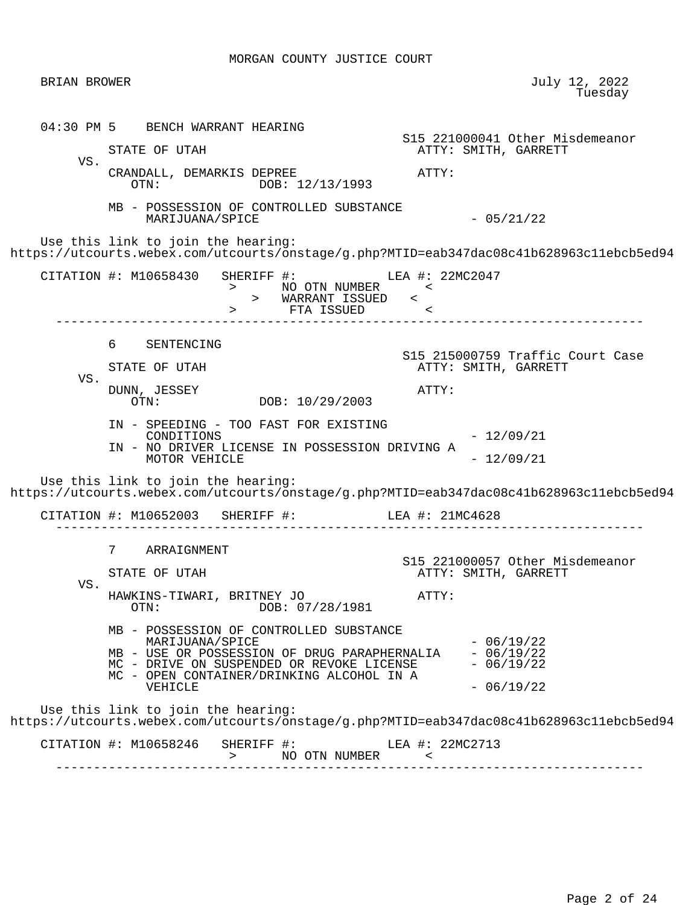MORGAN COUNTY JUSTICE COURT

BRIAN BROWER

July 12, 2022
Tuesday

04:30 PM 5 BENCH WARRANT HEARING

S15 221000041 Other Misdemeanor

STATE OF UTAH — ATTY: SMITH, GARRETT

VS.

CRANDALL, DEMARKIS DEPREE — ATTY:

OTN: DOB: 12/13/1993

MB - POSSESSION OF CONTROLLED SUBSTANCE MARIJUANA/SPICE - 05/21/22

Use this link to join the hearing:
https://utcourts.webex.com/utcourts/onstage/g.php?MTID=eab347dac08c41b628963c11ebcb5ed94

CITATION #: M10658430 SHERIFF #: LEA #: 22MC2047

> NO OTN NUMBER <
> WARRANT ISSUED <
> FTA ISSUED <

---

6 SENTENCING

S15 215000759 Traffic Court Case

STATE OF UTAH — ATTY: SMITH, GARRETT

VS.

DUNN, JESSEY — ATTY:

OTN: DOB: 10/29/2003

IN - SPEEDING - TOO FAST FOR EXISTING CONDITIONS - 12/09/21
IN - NO DRIVER LICENSE IN POSSESSION DRIVING A MOTOR VEHICLE - 12/09/21

Use this link to join the hearing:
https://utcourts.webex.com/utcourts/onstage/g.php?MTID=eab347dac08c41b628963c11ebcb5ed94

CITATION #: M10652003 SHERIFF #: LEA #: 21MC4628

---

7 ARRAIGNMENT

S15 221000057 Other Misdemeanor

STATE OF UTAH — ATTY: SMITH, GARRETT

VS.

HAWKINS-TIWARI, BRITNEY JO — ATTY:

OTN: DOB: 07/28/1981

MB - POSSESSION OF CONTROLLED SUBSTANCE MARIJUANA/SPICE - 06/19/22
MB - USE OR POSSESSION OF DRUG PARAPHERNALIA - 06/19/22
MC - DRIVE ON SUSPENDED OR REVOKE LICENSE - 06/19/22
MC - OPEN CONTAINER/DRINKING ALCOHOL IN A VEHICLE - 06/19/22

Use this link to join the hearing:
https://utcourts.webex.com/utcourts/onstage/g.php?MTID=eab347dac08c41b628963c11ebcb5ed94

CITATION #: M10658246 SHERIFF #: LEA #: 22MC2713

> NO OTN NUMBER <

---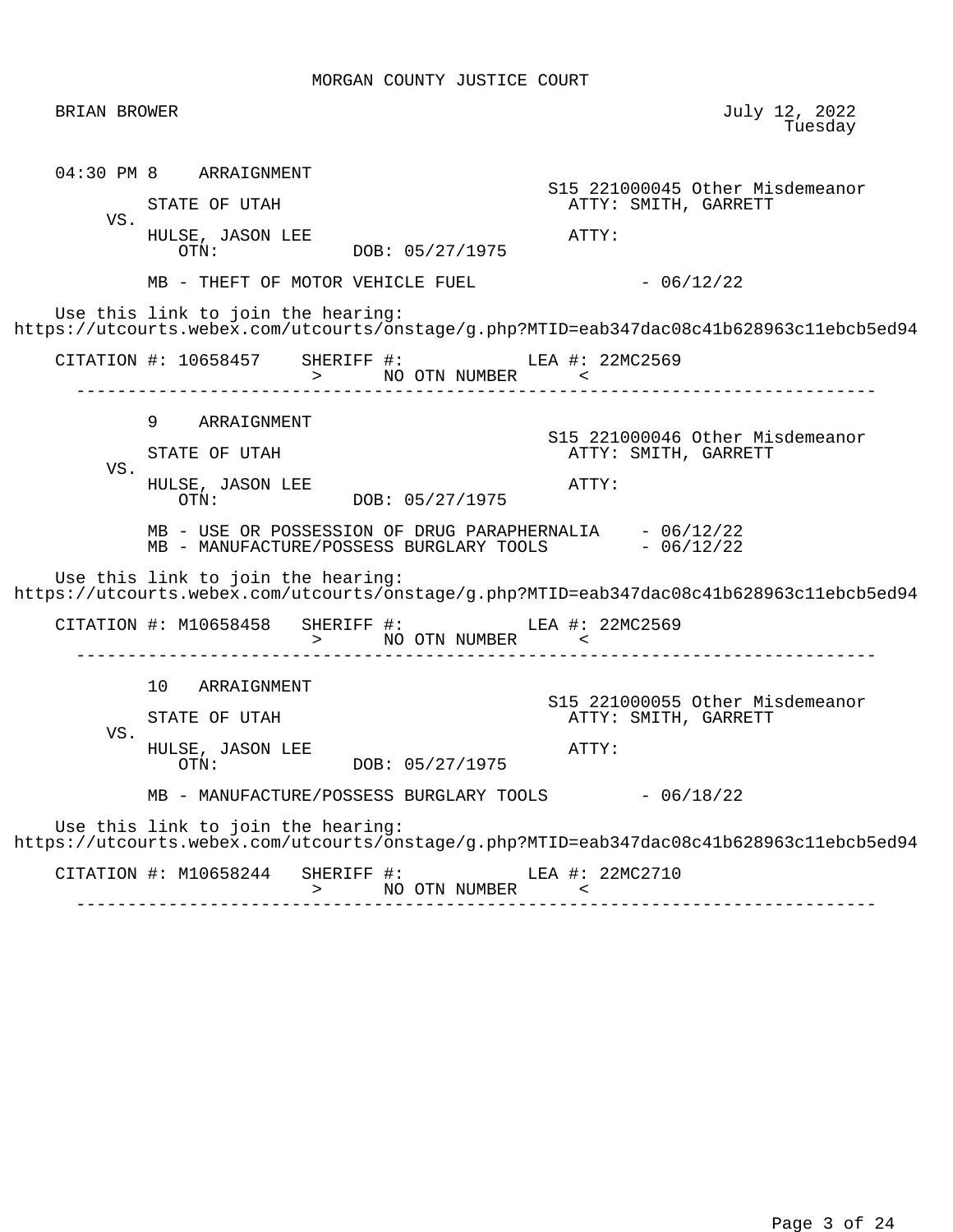MORGAN COUNTY JUSTICE COURT

BRIAN BROWER

July 12, 2022
Tuesday

04:30 PM 8 ARRAIGNMENT

S15 221000045 Other Misdemeanor

STATE OF UTAH — ATTY: SMITH, GARRETT

VS.

HULSE, JASON LEE — ATTY:

OTN: DOB: 05/27/1975

MB - THEFT OF MOTOR VEHICLE FUEL - 06/12/22

Use this link to join the hearing:
https://utcourts.webex.com/utcourts/onstage/g.php?MTID=eab347dac08c41b628963c11ebcb5ed94

CITATION #: 10658457 SHERIFF #: LEA #: 22MC2569
> NO OTN NUMBER <

---

9 ARRAIGNMENT

S15 221000046 Other Misdemeanor

STATE OF UTAH — ATTY: SMITH, GARRETT

VS.

HULSE, JASON LEE — ATTY:

OTN: DOB: 05/27/1975

MB - USE OR POSSESSION OF DRUG PARAPHERNALIA - 06/12/22
MB - MANUFACTURE/POSSESS BURGLARY TOOLS - 06/12/22

Use this link to join the hearing:
https://utcourts.webex.com/utcourts/onstage/g.php?MTID=eab347dac08c41b628963c11ebcb5ed94

CITATION #: M10658458 SHERIFF #: LEA #: 22MC2569
> NO OTN NUMBER <

---

10 ARRAIGNMENT

S15 221000055 Other Misdemeanor

STATE OF UTAH — ATTY: SMITH, GARRETT

VS.

HULSE, JASON LEE — ATTY:

OTN: DOB: 05/27/1975

MB - MANUFACTURE/POSSESS BURGLARY TOOLS - 06/18/22

Use this link to join the hearing:
https://utcourts.webex.com/utcourts/onstage/g.php?MTID=eab347dac08c41b628963c11ebcb5ed94

CITATION #: M10658244 SHERIFF #: LEA #: 22MC2710
> NO OTN NUMBER <

---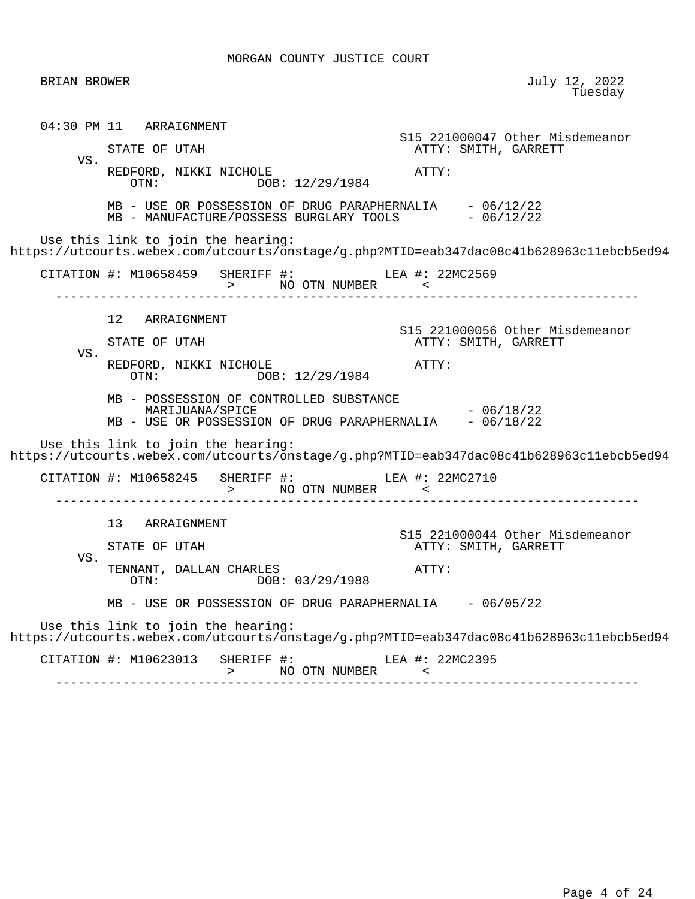MORGAN COUNTY JUSTICE COURT

BRIAN BROWER

July 12, 2022
Tuesday

04:30 PM 11 ARRAIGNMENT

S15 221000047 Other Misdemeanor

STATE OF UTAH — ATTY: SMITH, GARRETT

VS.

REDFORD, NIKKI NICHOLE — ATTY:

OTN: DOB: 12/29/1984

MB - USE OR POSSESSION OF DRUG PARAPHERNALIA - 06/12/22
MB - MANUFACTURE/POSSESS BURGLARY TOOLS - 06/12/22

Use this link to join the hearing:
https://utcourts.webex.com/utcourts/onstage/g.php?MTID=eab347dac08c41b628963c11ebcb5ed94

CITATION #: M10658459 SHERIFF #: LEA #: 22MC2569
> NO OTN NUMBER <

---

12 ARRAIGNMENT

S15 221000056 Other Misdemeanor

STATE OF UTAH — ATTY: SMITH, GARRETT

VS.

REDFORD, NIKKI NICHOLE — ATTY:

OTN: DOB: 12/29/1984

MB - POSSESSION OF CONTROLLED SUBSTANCE MARIJUANA/SPICE - 06/18/22
MB - USE OR POSSESSION OF DRUG PARAPHERNALIA - 06/18/22

Use this link to join the hearing:
https://utcourts.webex.com/utcourts/onstage/g.php?MTID=eab347dac08c41b628963c11ebcb5ed94

CITATION #: M10658245 SHERIFF #: LEA #: 22MC2710
> NO OTN NUMBER <

---

13 ARRAIGNMENT

S15 221000044 Other Misdemeanor

STATE OF UTAH — ATTY: SMITH, GARRETT

VS.

TENNANT, DALLAN CHARLES — ATTY:

OTN: DOB: 03/29/1988

MB - USE OR POSSESSION OF DRUG PARAPHERNALIA - 06/05/22

Use this link to join the hearing:
https://utcourts.webex.com/utcourts/onstage/g.php?MTID=eab347dac08c41b628963c11ebcb5ed94

CITATION #: M10623013 SHERIFF #: LEA #: 22MC2395
> NO OTN NUMBER <

---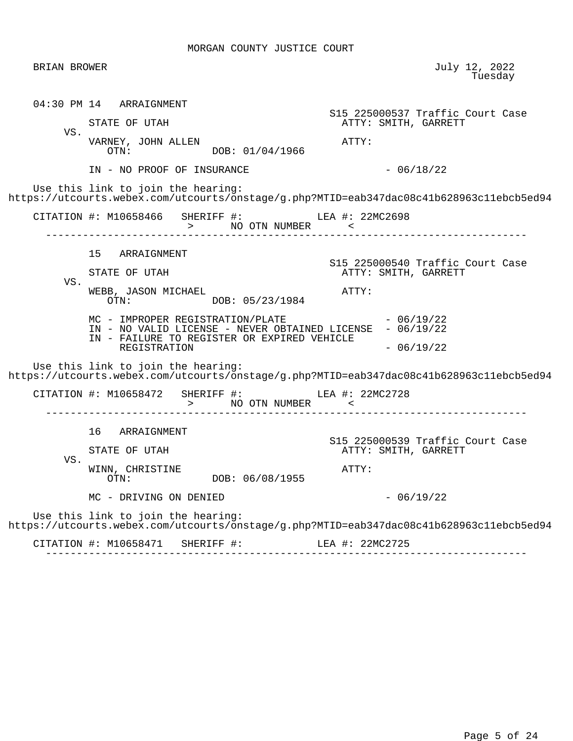MORGAN COUNTY JUSTICE COURT

BRIAN BROWER

July 12, 2022
Tuesday

---

04:30 PM 14 ARRAIGNMENT

S15 225000537 Traffic Court Case

STATE OF UTAH — ATTY: SMITH, GARRETT

VS.

VARNEY, JOHN ALLEN — ATTY:

OTN: DOB: 01/04/1966

IN - NO PROOF OF INSURANCE - 06/18/22

Use this link to join the hearing:
https://utcourts.webex.com/utcourts/onstage/g.php?MTID=eab347dac08c41b628963c11ebcb5ed94

CITATION #: M10658466 SHERIFF #: LEA #: 22MC2698
> NO OTN NUMBER <

---

15 ARRAIGNMENT

S15 225000540 Traffic Court Case

STATE OF UTAH — ATTY: SMITH, GARRETT

VS.

WEBB, JASON MICHAEL — ATTY:

OTN: DOB: 05/23/1984

MC - IMPROPER REGISTRATION/PLATE - 06/19/22
IN - NO VALID LICENSE - NEVER OBTAINED LICENSE - 06/19/22
IN - FAILURE TO REGISTER OR EXPIRED VEHICLE REGISTRATION - 06/19/22

Use this link to join the hearing:
https://utcourts.webex.com/utcourts/onstage/g.php?MTID=eab347dac08c41b628963c11ebcb5ed94

CITATION #: M10658472 SHERIFF #: LEA #: 22MC2728
> NO OTN NUMBER <

---

16 ARRAIGNMENT

S15 225000539 Traffic Court Case

STATE OF UTAH — ATTY: SMITH, GARRETT

VS.

WINN, CHRISTINE — ATTY:

OTN: DOB: 06/08/1955

MC - DRIVING ON DENIED - 06/19/22

Use this link to join the hearing:
https://utcourts.webex.com/utcourts/onstage/g.php?MTID=eab347dac08c41b628963c11ebcb5ed94

CITATION #: M10658471 SHERIFF #: LEA #: 22MC2725

---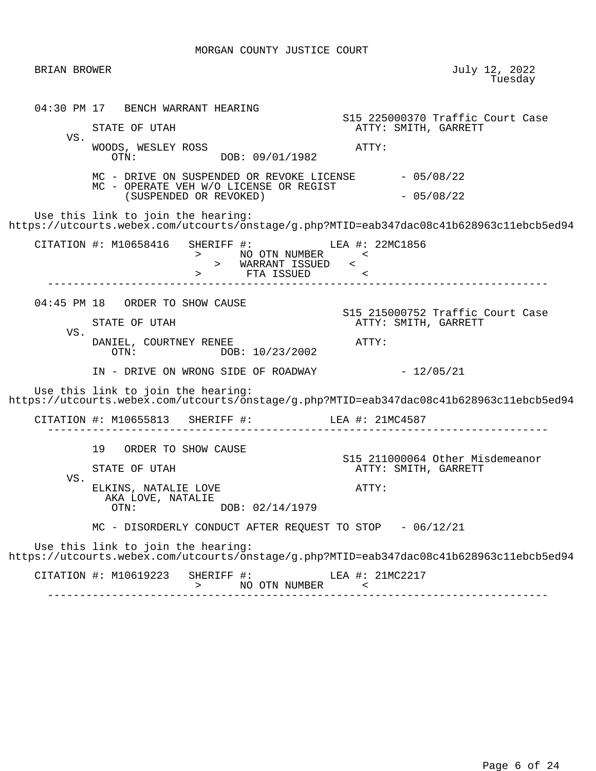MORGAN COUNTY JUSTICE COURT

BRIAN BROWER

July 12, 2022
Tuesday

---

04:30 PM 17 BENCH WARRANT HEARING

S15 225000370 Traffic Court Case

STATE OF UTAH — ATTY: SMITH, GARRETT

VS.

WOODS, WESLEY ROSS — ATTY:

OTN: DOB: 09/01/1982

MC - DRIVE ON SUSPENDED OR REVOKE LICENSE - 05/08/22
MC - OPERATE VEH W/O LICENSE OR REGIST (SUSPENDED OR REVOKED) - 05/08/22

Use this link to join the hearing:
https://utcourts.webex.com/utcourts/onstage/g.php?MTID=eab347dac08c41b628963c11ebcb5ed94

CITATION #: M10658416 SHERIFF #: LEA #: 22MC1856

> NO OTN NUMBER <
> WARRANT ISSUED <
> FTA ISSUED <

---

04:45 PM 18 ORDER TO SHOW CAUSE

S15 215000752 Traffic Court Case

STATE OF UTAH — ATTY: SMITH, GARRETT

VS.

DANIEL, COURTNEY RENEE — ATTY:

OTN: DOB: 10/23/2002

IN - DRIVE ON WRONG SIDE OF ROADWAY - 12/05/21

Use this link to join the hearing:
https://utcourts.webex.com/utcourts/onstage/g.php?MTID=eab347dac08c41b628963c11ebcb5ed94

CITATION #: M10655813 SHERIFF #: LEA #: 21MC4587

---

19 ORDER TO SHOW CAUSE

S15 211000064 Other Misdemeanor

STATE OF UTAH — ATTY: SMITH, GARRETT

VS.

ELKINS, NATALIE LOVE — ATTY:
AKA LOVE, NATALIE

OTN: DOB: 02/14/1979

MC - DISORDERLY CONDUCT AFTER REQUEST TO STOP - 06/12/21

Use this link to join the hearing:
https://utcourts.webex.com/utcourts/onstage/g.php?MTID=eab347dac08c41b628963c11ebcb5ed94

CITATION #: M10619223 SHERIFF #: LEA #: 21MC2217

> NO OTN NUMBER <

---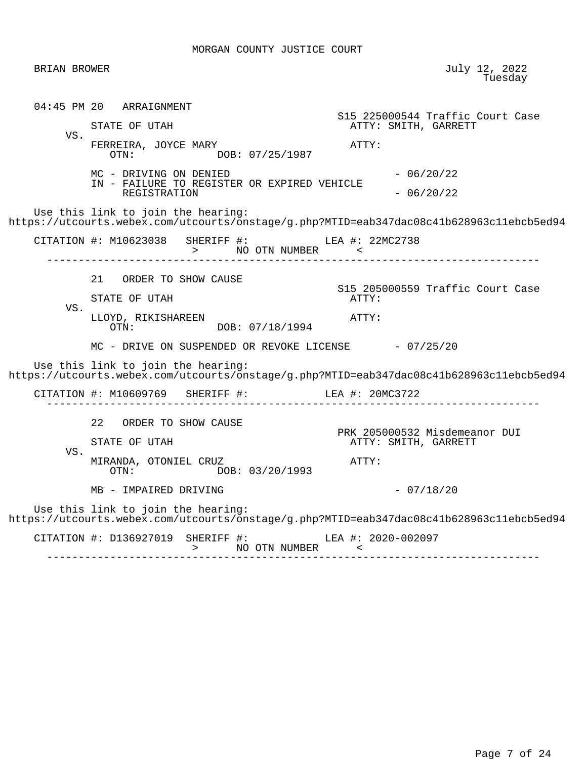MORGAN COUNTY JUSTICE COURT

BRIAN BROWER

July 12, 2022
Tuesday

---

04:45 PM 20 ARRAIGNMENT

S15 225000544 Traffic Court Case

STATE OF UTAH — ATTY: SMITH, GARRETT

VS.

FERREIRA, JOYCE MARY — ATTY:

OTN: DOB: 07/25/1987

MC - DRIVING ON DENIED - 06/20/22

IN - FAILURE TO REGISTER OR EXPIRED VEHICLE REGISTRATION - 06/20/22

Use this link to join the hearing:
https://utcourts.webex.com/utcourts/onstage/g.php?MTID=eab347dac08c41b628963c11ebcb5ed94

CITATION #: M10623038 SHERIFF #: LEA #: 22MC2738

> NO OTN NUMBER <

---

21 ORDER TO SHOW CAUSE

S15 205000559 Traffic Court Case

STATE OF UTAH — ATTY:

VS.

LLOYD, RIKISHAREEN — ATTY:

OTN: DOB: 07/18/1994

MC - DRIVE ON SUSPENDED OR REVOKE LICENSE - 07/25/20

Use this link to join the hearing:
https://utcourts.webex.com/utcourts/onstage/g.php?MTID=eab347dac08c41b628963c11ebcb5ed94

CITATION #: M10609769 SHERIFF #: LEA #: 20MC3722

---

22 ORDER TO SHOW CAUSE

PRK 205000532 Misdemeanor DUI

STATE OF UTAH — ATTY: SMITH, GARRETT

VS.

MIRANDA, OTONIEL CRUZ — ATTY:

OTN: DOB: 03/20/1993

MB - IMPAIRED DRIVING - 07/18/20

Use this link to join the hearing:
https://utcourts.webex.com/utcourts/onstage/g.php?MTID=eab347dac08c41b628963c11ebcb5ed94

CITATION #: D136927019 SHERIFF #: LEA #: 2020-002097

> NO OTN NUMBER <

---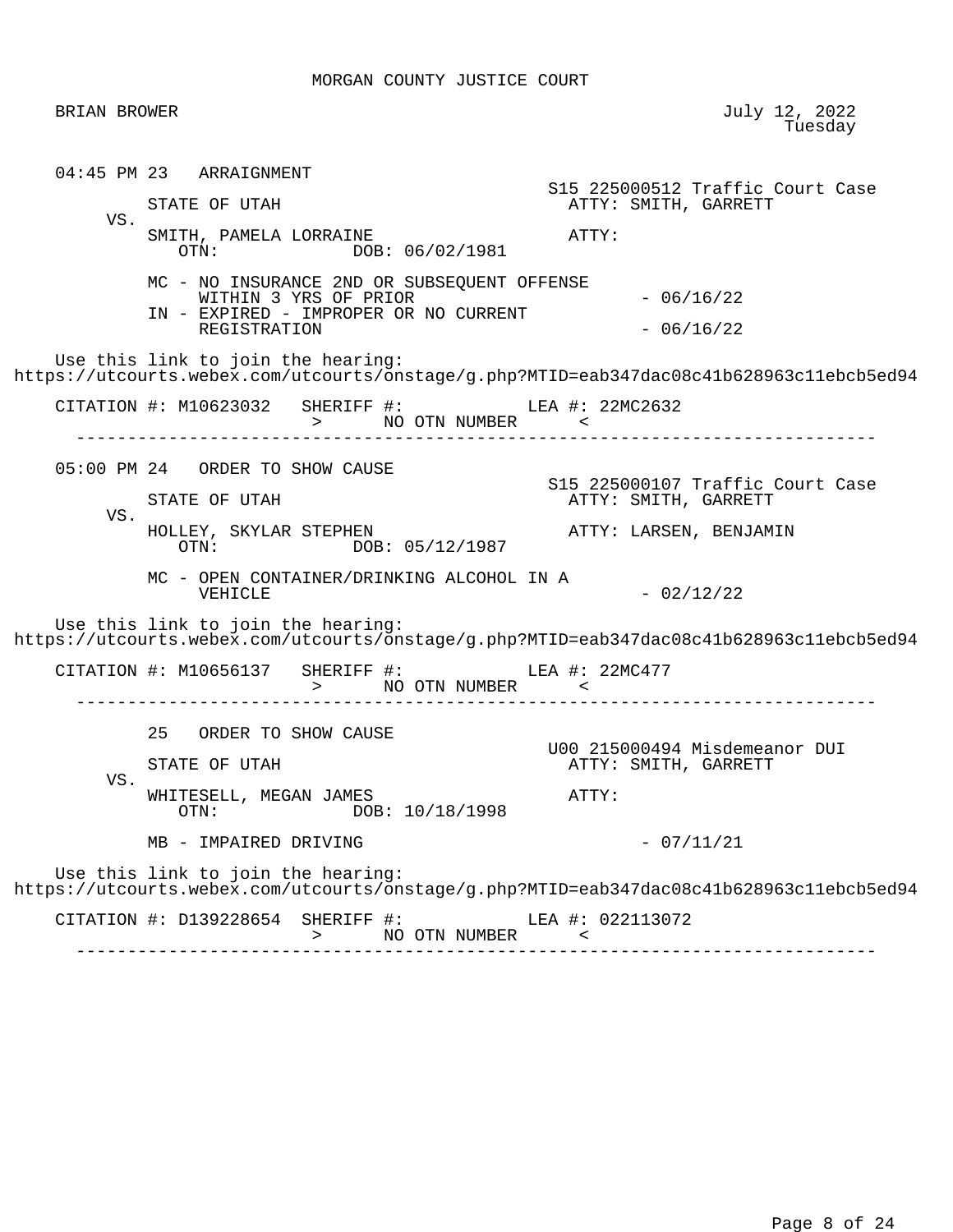MORGAN COUNTY JUSTICE COURT

BRIAN BROWER

July 12, 2022
Tuesday

04:45 PM 23 ARRAIGNMENT

S15 225000512 Traffic Court Case

STATE OF UTAH — ATTY: SMITH, GARRETT

VS.

SMITH, PAMELA LORRAINE — ATTY:
OTN: DOB: 06/02/1981

MC - NO INSURANCE 2ND OR SUBSEQUENT OFFENSE WITHIN 3 YRS OF PRIOR - 06/16/22
IN - EXPIRED - IMPROPER OR NO CURRENT REGISTRATION - 06/16/22

Use this link to join the hearing:
https://utcourts.webex.com/utcourts/onstage/g.php?MTID=eab347dac08c41b628963c11ebcb5ed94

CITATION #: M10623032 SHERIFF #: LEA #: 22MC2632
> NO OTN NUMBER <

---

05:00 PM 24 ORDER TO SHOW CAUSE

S15 225000107 Traffic Court Case

STATE OF UTAH — ATTY: SMITH, GARRETT

VS.

HOLLEY, SKYLAR STEPHEN — ATTY: LARSEN, BENJAMIN
OTN: DOB: 05/12/1987

MC - OPEN CONTAINER/DRINKING ALCOHOL IN A VEHICLE - 02/12/22

Use this link to join the hearing:
https://utcourts.webex.com/utcourts/onstage/g.php?MTID=eab347dac08c41b628963c11ebcb5ed94

CITATION #: M10656137 SHERIFF #: LEA #: 22MC477
> NO OTN NUMBER <

---

25 ORDER TO SHOW CAUSE

U00 215000494 Misdemeanor DUI

STATE OF UTAH — ATTY: SMITH, GARRETT

VS.

WHITESELL, MEGAN JAMES — ATTY:
OTN: DOB: 10/18/1998

MB - IMPAIRED DRIVING - 07/11/21

Use this link to join the hearing:
https://utcourts.webex.com/utcourts/onstage/g.php?MTID=eab347dac08c41b628963c11ebcb5ed94

CITATION #: D139228654 SHERIFF #: LEA #: 022113072
> NO OTN NUMBER <

---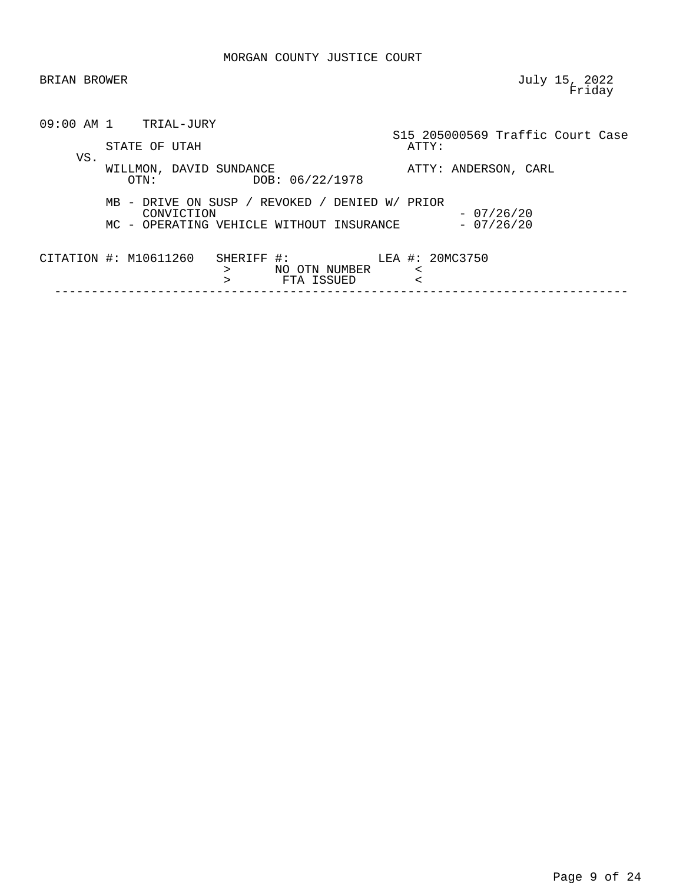MORGAN COUNTY JUSTICE COURT

BRIAN BROWER

July 15, 2022
Friday

```
09:00 AM 1    TRIAL-JURY
                                                      S15 205000569 Traffic Court Case
         STATE OF UTAH                                  ATTY:
    VS.
         WILLMON, DAVID SUNDANCE                        ATTY: ANDERSON, CARL
            OTN:              DOB: 06/22/1978

         MB - DRIVE ON SUSP / REVOKED / DENIED W/ PRIOR
              CONVICTION                                        - 07/26/20
         MC - OPERATING VEHICLE WITHOUT INSURANCE               - 07/26/20

CITATION #: M10611260   SHERIFF #:            LEA #: 20MC3750
                          >      NO OTN NUMBER      <
                          >       FTA ISSUED        <
```

---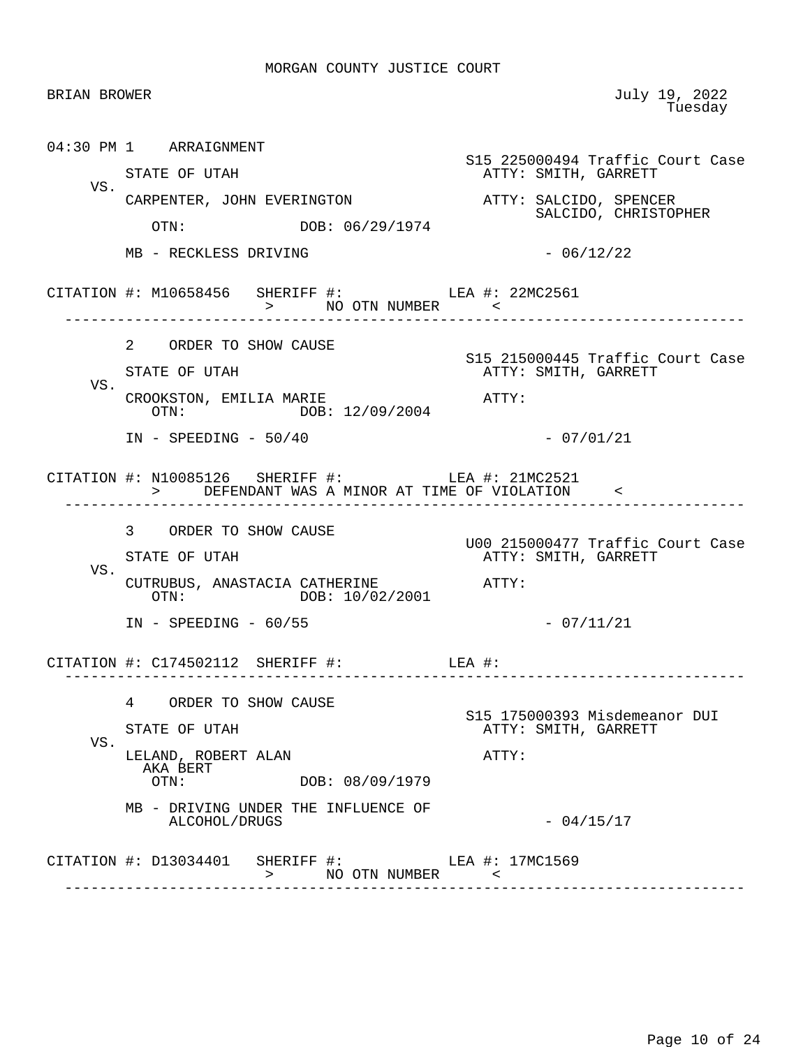MORGAN COUNTY JUSTICE COURT

BRIAN BROWER

July 19, 2022
Tuesday

04:30 PM 1 ARRAIGNMENT

S15 225000494 Traffic Court Case

STATE OF UTAH — ATTY: SMITH, GARRETT

VS.

CARPENTER, JOHN EVERINGTON — ATTY: SALCIDO, SPENCER
SALCIDO, CHRISTOPHER

OTN: DOB: 06/29/1974

MB - RECKLESS DRIVING - 06/12/22

CITATION #: M10658456 SHERIFF #: LEA #: 22MC2561
> NO OTN NUMBER <

---

2 ORDER TO SHOW CAUSE

S15 215000445 Traffic Court Case

STATE OF UTAH — ATTY: SMITH, GARRETT

VS.

CROOKSTON, EMILIA MARIE — ATTY:

OTN: DOB: 12/09/2004

IN - SPEEDING - 50/40 - 07/01/21

CITATION #: N10085126 SHERIFF #: LEA #: 21MC2521
> DEFENDANT WAS A MINOR AT TIME OF VIOLATION <

---

3 ORDER TO SHOW CAUSE

U00 215000477 Traffic Court Case

STATE OF UTAH — ATTY: SMITH, GARRETT

VS.

CUTRUBUS, ANASTACIA CATHERINE — ATTY:

OTN: DOB: 10/02/2001

IN - SPEEDING - 60/55 - 07/11/21

CITATION #: C174502112 SHERIFF #: LEA #:

---

4 ORDER TO SHOW CAUSE

S15 175000393 Misdemeanor DUI

STATE OF UTAH — ATTY: SMITH, GARRETT

VS.

LELAND, ROBERT ALAN — ATTY:
AKA BERT

OTN: DOB: 08/09/1979

MB - DRIVING UNDER THE INFLUENCE OF ALCOHOL/DRUGS - 04/15/17

CITATION #: D13034401 SHERIFF #: LEA #: 17MC1569
> NO OTN NUMBER <

---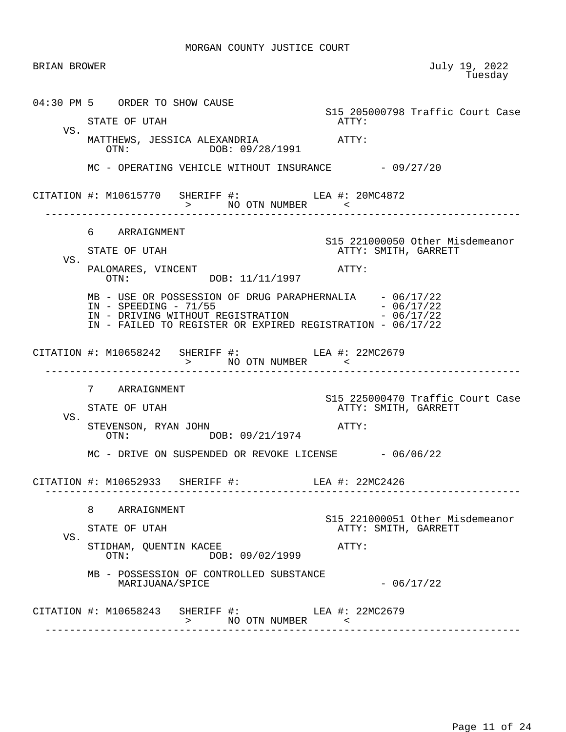MORGAN COUNTY JUSTICE COURT

BRIAN BROWER

July 19, 2022
Tuesday

```
04:30 PM 5    ORDER TO SHOW CAUSE
                                                     S15 205000798 Traffic Court Case
         STATE OF UTAH                                 ATTY:
    VS.
         MATTHEWS, JESSICA ALEXANDRIA                  ATTY:
            OTN:              DOB: 09/28/1991

         MC - OPERATING VEHICLE WITHOUT INSURANCE        - 09/27/20


CITATION #: M10615770   SHERIFF #:            LEA #: 20MC4872
                        >      NO OTN NUMBER      <
--------------------------------------------------------------------------------

         6    ARRAIGNMENT
                                                     S15 221000050 Other Misdemeanor
         STATE OF UTAH                                 ATTY: SMITH, GARRETT
    VS.
         PALOMARES, VINCENT                            ATTY:
            OTN:              DOB: 11/11/1997

         MB - USE OR POSSESSION OF DRUG PARAPHERNALIA    - 06/17/22
         IN - SPEEDING - 71/55                           - 06/17/22
         IN - DRIVING WITHOUT REGISTRATION               - 06/17/22
         IN - FAILED TO REGISTER OR EXPIRED REGISTRATION - 06/17/22


CITATION #: M10658242   SHERIFF #:            LEA #: 22MC2679
                        >      NO OTN NUMBER      <
--------------------------------------------------------------------------------

         7    ARRAIGNMENT
                                                     S15 225000470 Traffic Court Case
         STATE OF UTAH                                 ATTY: SMITH, GARRETT
    VS.
         STEVENSON, RYAN JOHN                          ATTY:
            OTN:              DOB: 09/21/1974

         MC - DRIVE ON SUSPENDED OR REVOKE LICENSE       - 06/06/22


CITATION #: M10652933   SHERIFF #:            LEA #: 22MC2426
--------------------------------------------------------------------------------

         8    ARRAIGNMENT
                                                     S15 221000051 Other Misdemeanor
         STATE OF UTAH                                 ATTY: SMITH, GARRETT
    VS.
         STIDHAM, QUENTIN KACEE                        ATTY:
            OTN:              DOB: 09/02/1999

         MB - POSSESSION OF CONTROLLED SUBSTANCE
              MARIJUANA/SPICE                            - 06/17/22


CITATION #: M10658243   SHERIFF #:            LEA #: 22MC2679
                        >      NO OTN NUMBER      <
--------------------------------------------------------------------------------
```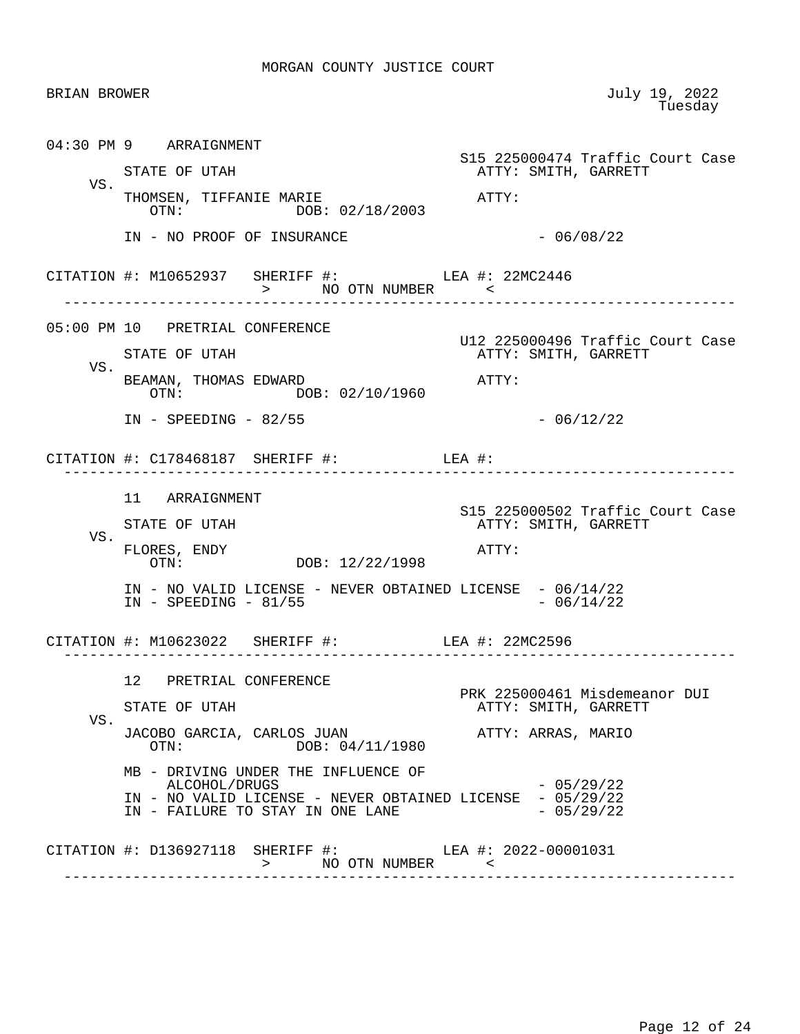MORGAN COUNTY JUSTICE COURT

BRIAN BROWER

July 19, 2022
Tuesday

---

**04:30 PM 9 ARRAIGNMENT**

S15 225000474 Traffic Court Case

STATE OF UTAH — ATTY: SMITH, GARRETT

VS.

THOMSEN, TIFFANIE MARIE — ATTY:
OTN: DOB: 02/18/2003

IN - NO PROOF OF INSURANCE - 06/08/22

CITATION #: M10652937 SHERIFF #: LEA #: 22MC2446
> NO OTN NUMBER <

---

**05:00 PM 10 PRETRIAL CONFERENCE**

U12 225000496 Traffic Court Case

STATE OF UTAH — ATTY: SMITH, GARRETT

VS.

BEAMAN, THOMAS EDWARD — ATTY:
OTN: DOB: 02/10/1960

IN - SPEEDING - 82/55 - 06/12/22

CITATION #: C178468187 SHERIFF #: LEA #:

---

**11 ARRAIGNMENT**

S15 225000502 Traffic Court Case

STATE OF UTAH — ATTY: SMITH, GARRETT

VS.

FLORES, ENDY — ATTY:
OTN: DOB: 12/22/1998

IN - NO VALID LICENSE - NEVER OBTAINED LICENSE - 06/14/22
IN - SPEEDING - 81/55 - 06/14/22

CITATION #: M10623022 SHERIFF #: LEA #: 22MC2596

---

**12 PRETRIAL CONFERENCE**

PRK 225000461 Misdemeanor DUI

STATE OF UTAH — ATTY: SMITH, GARRETT

VS.

JACOBO GARCIA, CARLOS JUAN — ATTY: ARRAS, MARIO
OTN: DOB: 04/11/1980

MB - DRIVING UNDER THE INFLUENCE OF ALCOHOL/DRUGS - 05/29/22
IN - NO VALID LICENSE - NEVER OBTAINED LICENSE - 05/29/22
IN - FAILURE TO STAY IN ONE LANE - 05/29/22

CITATION #: D136927118 SHERIFF #: LEA #: 2022-00001031
> NO OTN NUMBER <

---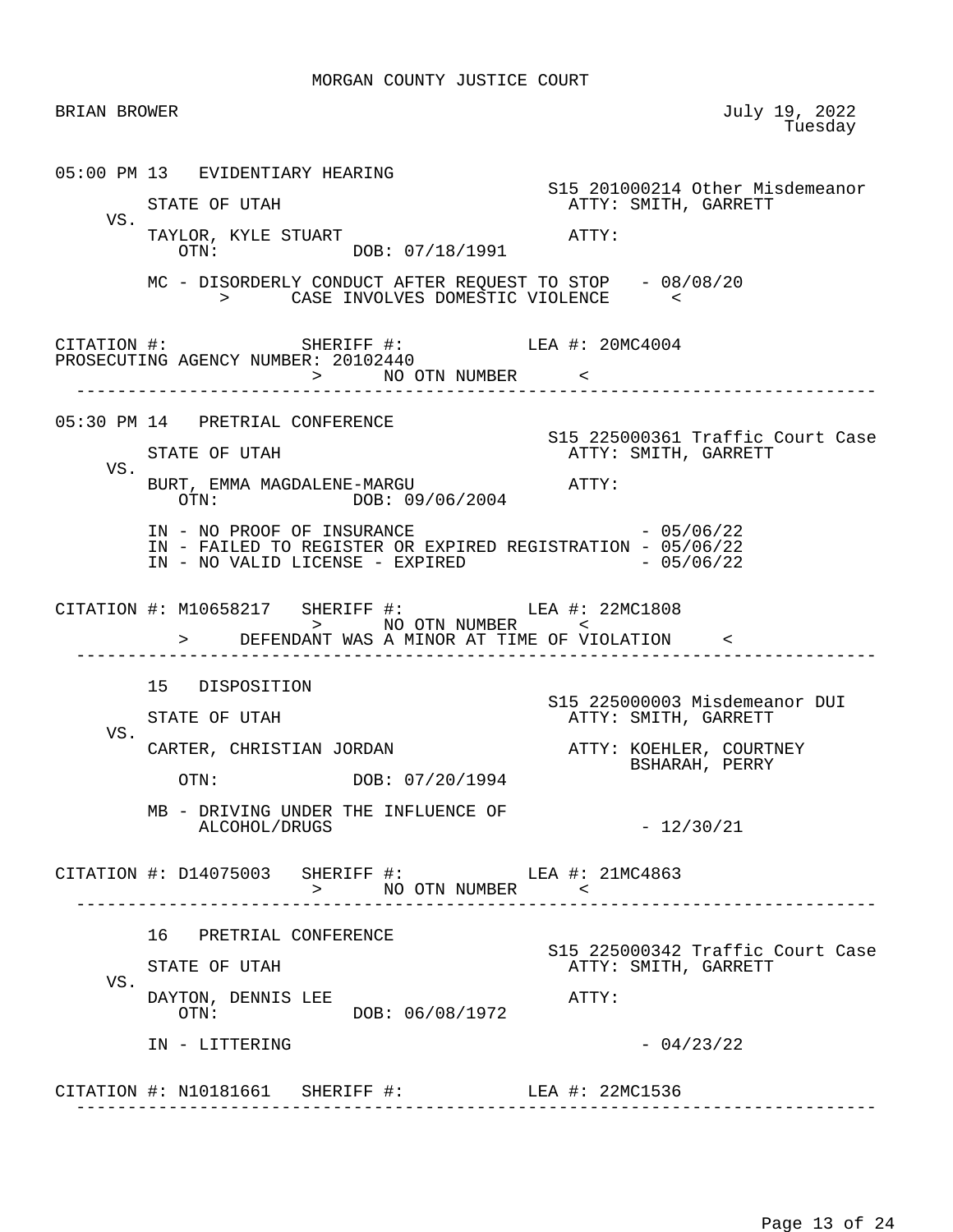MORGAN COUNTY JUSTICE COURT

BRIAN BROWER

July 19, 2022
Tuesday

---

05:00 PM 13 EVIDENTIARY HEARING

S15 201000214 Other Misdemeanor

STATE OF UTAH — ATTY: SMITH, GARRETT

VS.

TAYLOR, KYLE STUART — ATTY:

OTN: DOB: 07/18/1991

MC - DISORDERLY CONDUCT AFTER REQUEST TO STOP - 08/08/20

> CASE INVOLVES DOMESTIC VIOLENCE <

CITATION #: SHERIFF #: LEA #: 20MC4004

PROSECUTING AGENCY NUMBER: 20102440

> NO OTN NUMBER <

---

05:30 PM 14 PRETRIAL CONFERENCE

S15 225000361 Traffic Court Case

STATE OF UTAH — ATTY: SMITH, GARRETT

VS.

BURT, EMMA MAGDALENE-MARGU — ATTY:

OTN: DOB: 09/06/2004

IN - NO PROOF OF INSURANCE - 05/06/22
IN - FAILED TO REGISTER OR EXPIRED REGISTRATION - 05/06/22
IN - NO VALID LICENSE - EXPIRED - 05/06/22

CITATION #: M10658217 SHERIFF #: LEA #: 22MC1808

> NO OTN NUMBER <

> DEFENDANT WAS A MINOR AT TIME OF VIOLATION <

---

15 DISPOSITION

S15 225000003 Misdemeanor DUI

STATE OF UTAH — ATTY: SMITH, GARRETT

VS.

CARTER, CHRISTIAN JORDAN — ATTY: KOEHLER, COURTNEY; BSHARAH, PERRY

OTN: DOB: 07/20/1994

MB - DRIVING UNDER THE INFLUENCE OF ALCOHOL/DRUGS - 12/30/21

CITATION #: D14075003 SHERIFF #: LEA #: 21MC4863

> NO OTN NUMBER <

---

16 PRETRIAL CONFERENCE

S15 225000342 Traffic Court Case

STATE OF UTAH — ATTY: SMITH, GARRETT

VS.

DAYTON, DENNIS LEE — ATTY:

OTN: DOB: 06/08/1972

IN - LITTERING - 04/23/22

CITATION #: N10181661 SHERIFF #: LEA #: 22MC1536

---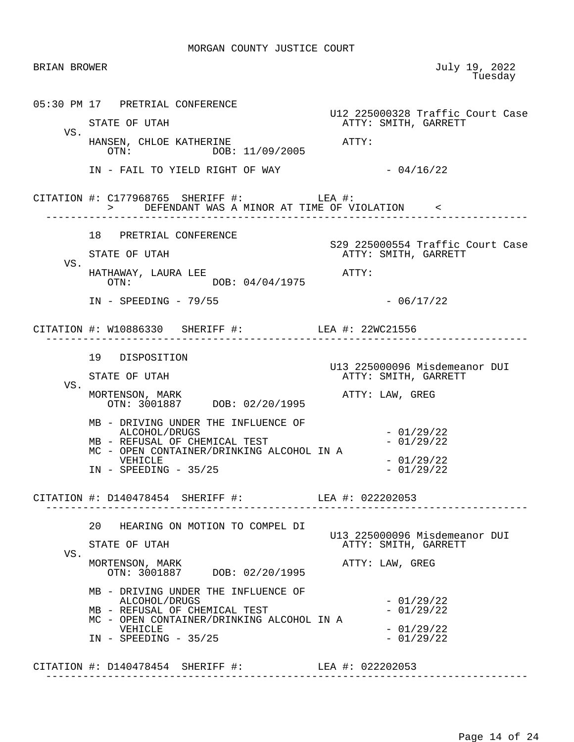MORGAN COUNTY JUSTICE COURT

BRIAN BROWER

July 19, 2022
Tuesday

05:30 PM 17 PRETRIAL CONFERENCE

U12 225000328 Traffic Court Case

STATE OF UTAH — ATTY: SMITH, GARRETT

VS.

HANSEN, CHLOE KATHERINE — ATTY:
OTN: DOB: 11/09/2005

IN - FAIL TO YIELD RIGHT OF WAY - 04/16/22

CITATION #: C177968765 SHERIFF #: LEA #:
> DEFENDANT WAS A MINOR AT TIME OF VIOLATION <

---

18 PRETRIAL CONFERENCE

S29 225000554 Traffic Court Case

STATE OF UTAH — ATTY: SMITH, GARRETT

VS.

HATHAWAY, LAURA LEE — ATTY:
OTN: DOB: 04/04/1975

IN - SPEEDING - 79/55 - 06/17/22

CITATION #: W10886330 SHERIFF #: LEA #: 22WC21556

---

19 DISPOSITION

U13 225000096 Misdemeanor DUI

STATE OF UTAH — ATTY: SMITH, GARRETT

VS.

MORTENSON, MARK — ATTY: LAW, GREG
OTN: 3001887 DOB: 02/20/1995

MB - DRIVING UNDER THE INFLUENCE OF ALCOHOL/DRUGS - 01/29/22
MB - REFUSAL OF CHEMICAL TEST - 01/29/22
MC - OPEN CONTAINER/DRINKING ALCOHOL IN A VEHICLE - 01/29/22
IN - SPEEDING - 35/25 - 01/29/22

CITATION #: D140478454 SHERIFF #: LEA #: 022202053

---

20 HEARING ON MOTION TO COMPEL DI

U13 225000096 Misdemeanor DUI

STATE OF UTAH — ATTY: SMITH, GARRETT

VS.

MORTENSON, MARK — ATTY: LAW, GREG
OTN: 3001887 DOB: 02/20/1995

MB - DRIVING UNDER THE INFLUENCE OF ALCOHOL/DRUGS - 01/29/22
MB - REFUSAL OF CHEMICAL TEST - 01/29/22
MC - OPEN CONTAINER/DRINKING ALCOHOL IN A VEHICLE - 01/29/22
IN - SPEEDING - 35/25 - 01/29/22

CITATION #: D140478454 SHERIFF #: LEA #: 022202053

---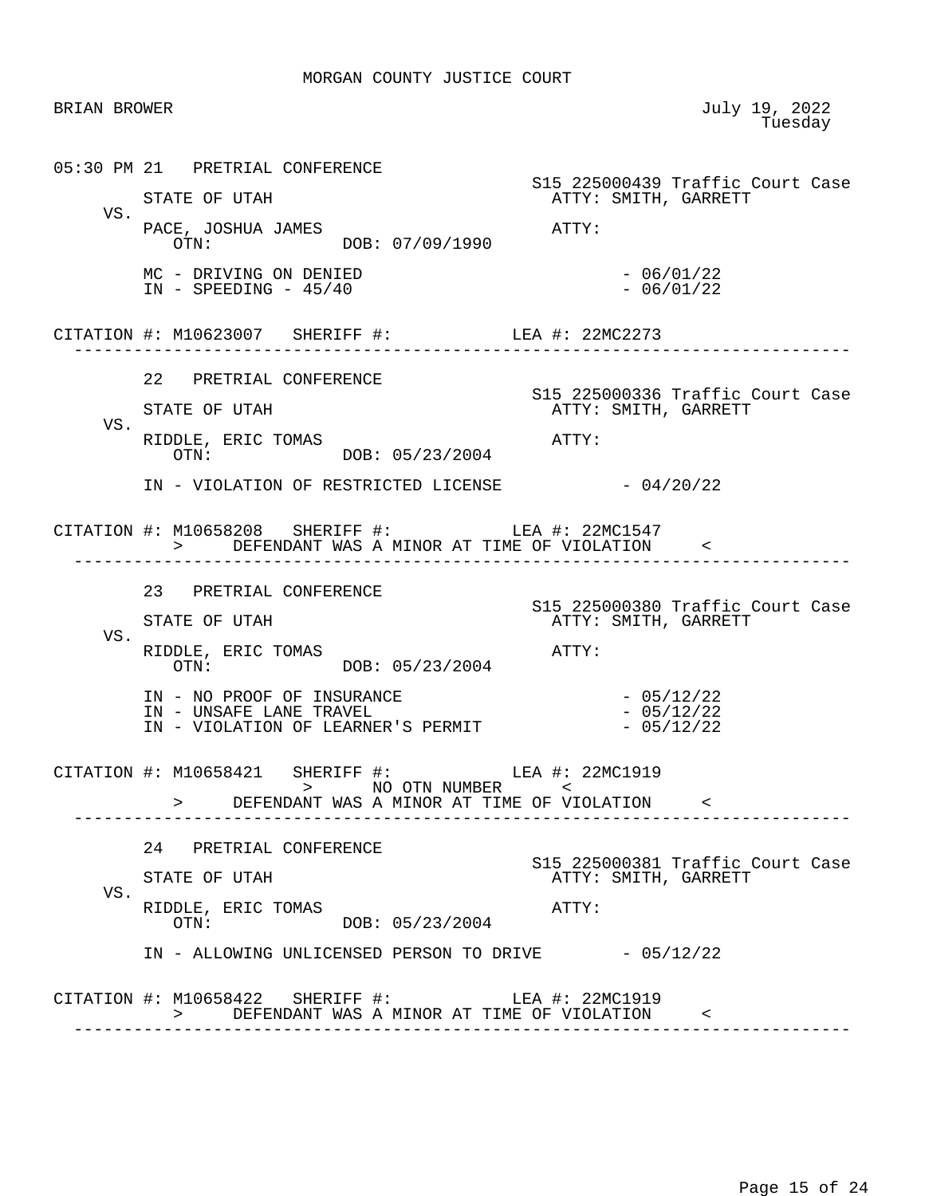MORGAN COUNTY JUSTICE COURT

BRIAN BROWER  
July 19, 2022  
Tuesday

---

**05:30 PM 21 PRETRIAL CONFERENCE**

S15 225000439 Traffic Court Case

STATE OF UTAH — ATTY: SMITH, GARRETT  
VS.  
PACE, JOSHUA JAMES — ATTY:  
OTN: DOB: 07/09/1990

MC - DRIVING ON DENIED - 06/01/22  
IN - SPEEDING - 45/40 - 06/01/22

CITATION #: M10623007 SHERIFF #: LEA #: 22MC2273

---

**22 PRETRIAL CONFERENCE**

S15 225000336 Traffic Court Case

STATE OF UTAH — ATTY: SMITH, GARRETT  
VS.  
RIDDLE, ERIC TOMAS — ATTY:  
OTN: DOB: 05/23/2004

IN - VIOLATION OF RESTRICTED LICENSE - 04/20/22

CITATION #: M10658208 SHERIFF #: LEA #: 22MC1547  
> DEFENDANT WAS A MINOR AT TIME OF VIOLATION <

---

**23 PRETRIAL CONFERENCE**

S15 225000380 Traffic Court Case

STATE OF UTAH — ATTY: SMITH, GARRETT  
VS.  
RIDDLE, ERIC TOMAS — ATTY:  
OTN: DOB: 05/23/2004

IN - NO PROOF OF INSURANCE - 05/12/22  
IN - UNSAFE LANE TRAVEL - 05/12/22  
IN - VIOLATION OF LEARNER'S PERMIT - 05/12/22

CITATION #: M10658421 SHERIFF #: LEA #: 22MC1919  
> NO OTN NUMBER <  
> DEFENDANT WAS A MINOR AT TIME OF VIOLATION <

---

**24 PRETRIAL CONFERENCE**

S15 225000381 Traffic Court Case

STATE OF UTAH — ATTY: SMITH, GARRETT  
VS.  
RIDDLE, ERIC TOMAS — ATTY:  
OTN: DOB: 05/23/2004

IN - ALLOWING UNLICENSED PERSON TO DRIVE - 05/12/22

CITATION #: M10658422 SHERIFF #: LEA #: 22MC1919  
> DEFENDANT WAS A MINOR AT TIME OF VIOLATION <

---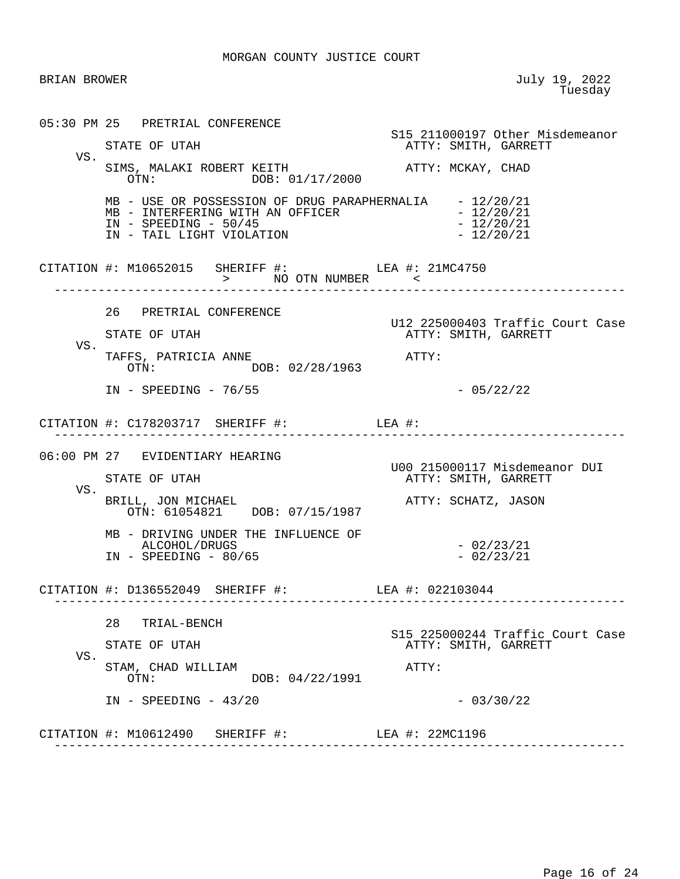MORGAN COUNTY JUSTICE COURT

BRIAN BROWER

July 19, 2022
Tuesday

---

05:30 PM 25 PRETRIAL CONFERENCE

S15 211000197 Other Misdemeanor

STATE OF UTAH — ATTY: SMITH, GARRETT

VS.

SIMS, MALAKI ROBERT KEITH — ATTY: MCKAY, CHAD
OTN: DOB: 01/17/2000

MB - USE OR POSSESSION OF DRUG PARAPHERNALIA - 12/20/21
MB - INTERFERING WITH AN OFFICER - 12/20/21
IN - SPEEDING - 50/45 - 12/20/21
IN - TAIL LIGHT VIOLATION - 12/20/21

CITATION #: M10652015 SHERIFF #: LEA #: 21MC4750
> NO OTN NUMBER <

---

26 PRETRIAL CONFERENCE

U12 225000403 Traffic Court Case

STATE OF UTAH — ATTY: SMITH, GARRETT

VS.

TAFFS, PATRICIA ANNE — ATTY:
OTN: DOB: 02/28/1963

IN - SPEEDING - 76/55 - 05/22/22

CITATION #: C178203717 SHERIFF #: LEA #:

---

06:00 PM 27 EVIDENTIARY HEARING

U00 215000117 Misdemeanor DUI

STATE OF UTAH — ATTY: SMITH, GARRETT

VS.

BRILL, JON MICHAEL — ATTY: SCHATZ, JASON
OTN: 61054821 DOB: 07/15/1987

MB - DRIVING UNDER THE INFLUENCE OF ALCOHOL/DRUGS - 02/23/21
IN - SPEEDING - 80/65 - 02/23/21

CITATION #: D136552049 SHERIFF #: LEA #: 022103044

---

28 TRIAL-BENCH

S15 225000244 Traffic Court Case

STATE OF UTAH — ATTY: SMITH, GARRETT

VS.

STAM, CHAD WILLIAM — ATTY:
OTN: DOB: 04/22/1991

IN - SPEEDING - 43/20 - 03/30/22

CITATION #: M10612490 SHERIFF #: LEA #: 22MC1196

---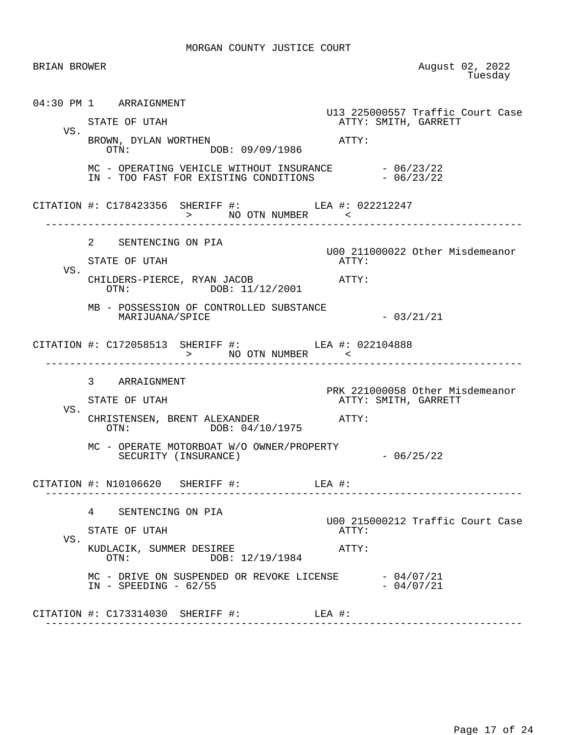MORGAN COUNTY JUSTICE COURT

BRIAN BROWER

August 02, 2022
Tuesday

---

**04:30 PM 1 ARRAIGNMENT**

U13 225000557 Traffic Court Case

STATE OF UTAH — ATTY: SMITH, GARRETT

VS.

BROWN, DYLAN WORTHEN — ATTY:
OTN: DOB: 09/09/1986

MC - OPERATING VEHICLE WITHOUT INSURANCE - 06/23/22
IN - TOO FAST FOR EXISTING CONDITIONS - 06/23/22

CITATION #: C178423356 SHERIFF #: LEA #: 022212247
> NO OTN NUMBER <

---

**2 SENTENCING ON PIA**

U00 211000022 Other Misdemeanor

STATE OF UTAH — ATTY:

VS.

CHILDERS-PIERCE, RYAN JACOB — ATTY:
OTN: DOB: 11/12/2001

MB - POSSESSION OF CONTROLLED SUBSTANCE MARIJUANA/SPICE - 03/21/21

CITATION #: C172058513 SHERIFF #: LEA #: 022104888
> NO OTN NUMBER <

---

**3 ARRAIGNMENT**

PRK 221000058 Other Misdemeanor

STATE OF UTAH — ATTY: SMITH, GARRETT

VS.

CHRISTENSEN, BRENT ALEXANDER — ATTY:
OTN: DOB: 04/10/1975

MC - OPERATE MOTORBOAT W/O OWNER/PROPERTY SECURITY (INSURANCE) - 06/25/22

CITATION #: N10106620 SHERIFF #: LEA #:

---

**4 SENTENCING ON PIA**

U00 215000212 Traffic Court Case

STATE OF UTAH — ATTY:

VS.

KUDLACIK, SUMMER DESIREE — ATTY:
OTN: DOB: 12/19/1984

MC - DRIVE ON SUSPENDED OR REVOKE LICENSE - 04/07/21
IN - SPEEDING - 62/55 - 04/07/21

CITATION #: C173314030 SHERIFF #: LEA #:

---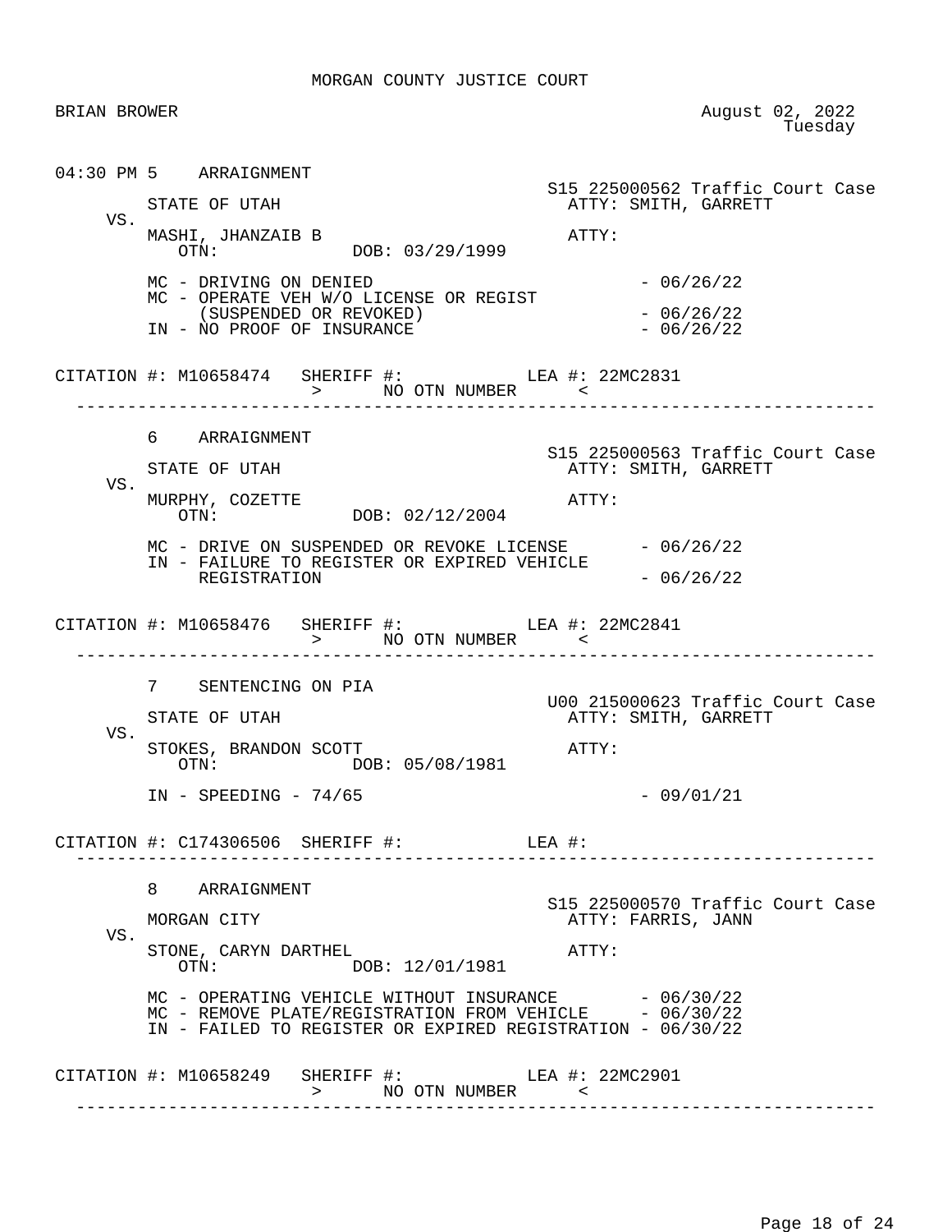MORGAN COUNTY JUSTICE COURT

BRIAN BROWER

August 02, 2022
Tuesday

04:30 PM 5 ARRAIGNMENT

S15 225000562 Traffic Court Case

STATE OF UTAH ATTY: SMITH, GARRETT

VS.

MASHI, JHANZAIB B ATTY:

OTN: DOB: 03/29/1999

MC - DRIVING ON DENIED - 06/26/22
MC - OPERATE VEH W/O LICENSE OR REGIST
(SUSPENDED OR REVOKED) - 06/26/22
IN - NO PROOF OF INSURANCE - 06/26/22

CITATION #: M10658474 SHERIFF #: LEA #: 22MC2831
> NO OTN NUMBER <

---

6 ARRAIGNMENT

S15 225000563 Traffic Court Case

STATE OF UTAH ATTY: SMITH, GARRETT

VS.

MURPHY, COZETTE ATTY:

OTN: DOB: 02/12/2004

MC - DRIVE ON SUSPENDED OR REVOKE LICENSE - 06/26/22
IN - FAILURE TO REGISTER OR EXPIRED VEHICLE
REGISTRATION - 06/26/22

CITATION #: M10658476 SHERIFF #: LEA #: 22MC2841
> NO OTN NUMBER <

---

7 SENTENCING ON PIA

U00 215000623 Traffic Court Case

STATE OF UTAH ATTY: SMITH, GARRETT

VS.

STOKES, BRANDON SCOTT ATTY:

OTN: DOB: 05/08/1981

IN - SPEEDING - 74/65 - 09/01/21

CITATION #: C174306506 SHERIFF #: LEA #:

---

8 ARRAIGNMENT

S15 225000570 Traffic Court Case

MORGAN CITY ATTY: FARRIS, JANN

VS.

STONE, CARYN DARTHEL ATTY:

OTN: DOB: 12/01/1981

MC - OPERATING VEHICLE WITHOUT INSURANCE - 06/30/22
MC - REMOVE PLATE/REGISTRATION FROM VEHICLE - 06/30/22
IN - FAILED TO REGISTER OR EXPIRED REGISTRATION - 06/30/22

CITATION #: M10658249 SHERIFF #: LEA #: 22MC2901
> NO OTN NUMBER <

---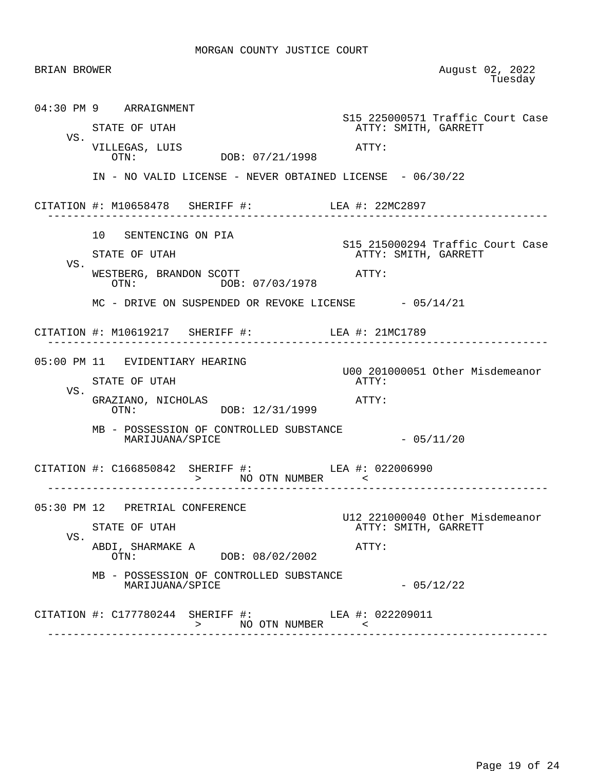MORGAN COUNTY JUSTICE COURT

BRIAN BROWER

August 02, 2022
Tuesday

---

**04:30 PM 9 ARRAIGNMENT**

S15 225000571 Traffic Court Case

STATE OF UTAH — ATTY: SMITH, GARRETT

VS.

VILLEGAS, LUIS — ATTY:

OTN: DOB: 07/21/1998

IN - NO VALID LICENSE - NEVER OBTAINED LICENSE - 06/30/22

CITATION #: M10658478 SHERIFF #: LEA #: 22MC2897

---

**10 SENTENCING ON PIA**

S15 215000294 Traffic Court Case

STATE OF UTAH — ATTY: SMITH, GARRETT

VS.

WESTBERG, BRANDON SCOTT — ATTY:

OTN: DOB: 07/03/1978

MC - DRIVE ON SUSPENDED OR REVOKE LICENSE - 05/14/21

CITATION #: M10619217 SHERIFF #: LEA #: 21MC1789

---

**05:00 PM 11 EVIDENTIARY HEARING**

U00 201000051 Other Misdemeanor

STATE OF UTAH — ATTY:

VS.

GRAZIANO, NICHOLAS — ATTY:

OTN: DOB: 12/31/1999

MB - POSSESSION OF CONTROLLED SUBSTANCE MARIJUANA/SPICE - 05/11/20

CITATION #: C166850842 SHERIFF #: LEA #: 022006990

> NO OTN NUMBER <

---

**05:30 PM 12 PRETRIAL CONFERENCE**

U12 221000040 Other Misdemeanor

STATE OF UTAH — ATTY: SMITH, GARRETT

VS.

ABDI, SHARMAKE A — ATTY:

OTN: DOB: 08/02/2002

MB - POSSESSION OF CONTROLLED SUBSTANCE MARIJUANA/SPICE - 05/12/22

CITATION #: C177780244 SHERIFF #: LEA #: 022209011

> NO OTN NUMBER <

---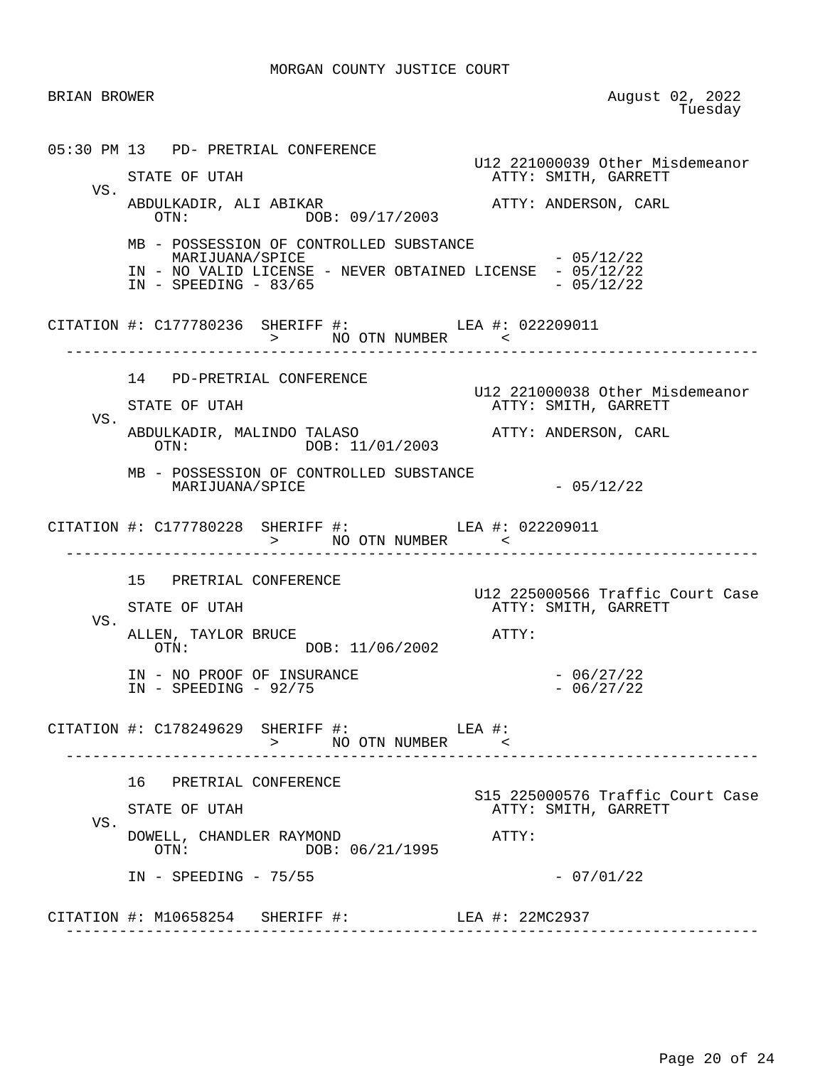MORGAN COUNTY JUSTICE COURT

BRIAN BROWER

August 02, 2022
Tuesday

```
05:30 PM 13   PD- PRETRIAL CONFERENCE
                                                     U12 221000039 Other Misdemeanor
         STATE OF UTAH                                 ATTY: SMITH, GARRETT
    VS.
         ABDULKADIR, ALI ABIKAR                        ATTY: ANDERSON, CARL
            OTN:             DOB: 09/17/2003

         MB - POSSESSION OF CONTROLLED SUBSTANCE
              MARIJUANA/SPICE                                 - 05/12/22
         IN - NO VALID LICENSE - NEVER OBTAINED LICENSE  - 05/12/22
         IN - SPEEDING - 83/65                                - 05/12/22

CITATION #: C177780236  SHERIFF #:           LEA #: 022209011
                        >      NO OTN NUMBER      <
-------------------------------------------------------------------------------

         14   PD-PRETRIAL CONFERENCE
                                                     U12 221000038 Other Misdemeanor
         STATE OF UTAH                                 ATTY: SMITH, GARRETT
    VS.
         ABDULKADIR, MALINDO TALASO                    ATTY: ANDERSON, CARL
            OTN:             DOB: 11/01/2003

         MB - POSSESSION OF CONTROLLED SUBSTANCE
              MARIJUANA/SPICE                                 - 05/12/22

CITATION #: C177780228  SHERIFF #:           LEA #: 022209011
                        >      NO OTN NUMBER      <
-------------------------------------------------------------------------------

         15   PRETRIAL CONFERENCE
                                                     U12 225000566 Traffic Court Case
         STATE OF UTAH                                 ATTY: SMITH, GARRETT
    VS.
         ALLEN, TAYLOR BRUCE                           ATTY:
            OTN:             DOB: 11/06/2002

         IN - NO PROOF OF INSURANCE                           - 06/27/22
         IN - SPEEDING - 92/75                                - 06/27/22

CITATION #: C178249629  SHERIFF #:           LEA #:
                        >      NO OTN NUMBER      <
-------------------------------------------------------------------------------

         16   PRETRIAL CONFERENCE
                                                     S15 225000576 Traffic Court Case
         STATE OF UTAH                                 ATTY: SMITH, GARRETT
    VS.
         DOWELL, CHANDLER RAYMOND                      ATTY:
            OTN:             DOB: 06/21/1995

         IN - SPEEDING - 75/55                                - 07/01/22

CITATION #: M10658254   SHERIFF #:           LEA #: 22MC2937
-------------------------------------------------------------------------------
```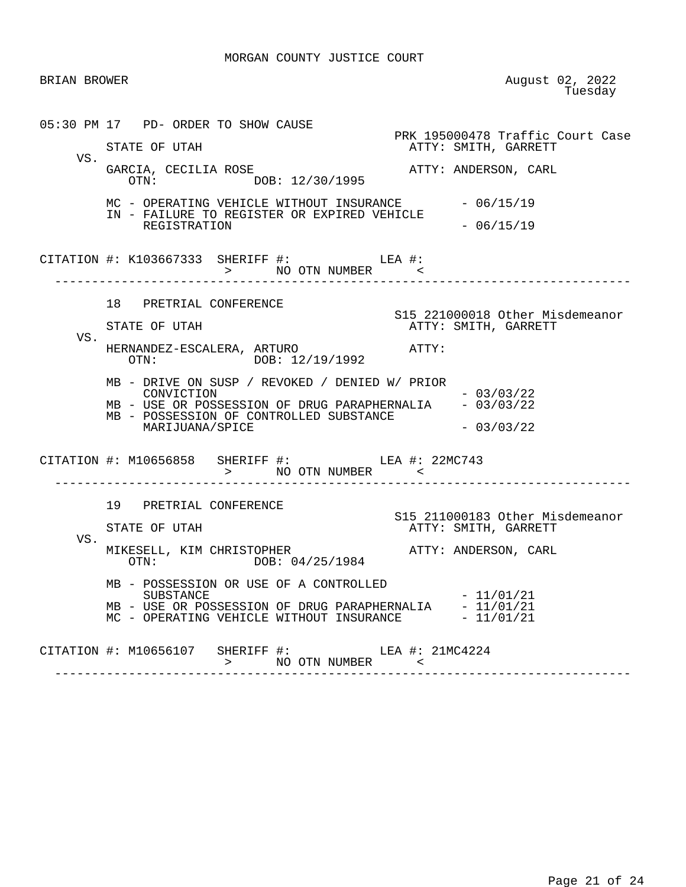MORGAN COUNTY JUSTICE COURT

BRIAN BROWER

August 02, 2022
Tuesday

05:30 PM 17 PD- ORDER TO SHOW CAUSE

PRK 195000478 Traffic Court Case

STATE OF UTAH — ATTY: SMITH, GARRETT

VS.

GARCIA, CECILIA ROSE — ATTY: ANDERSON, CARL
OTN: DOB: 12/30/1995

MC - OPERATING VEHICLE WITHOUT INSURANCE - 06/15/19
IN - FAILURE TO REGISTER OR EXPIRED VEHICLE REGISTRATION - 06/15/19

CITATION #: K103667333 SHERIFF #: LEA #:
> NO OTN NUMBER <

---

18 PRETRIAL CONFERENCE

S15 221000018 Other Misdemeanor

STATE OF UTAH — ATTY: SMITH, GARRETT

VS.

HERNANDEZ-ESCALERA, ARTURO — ATTY:
OTN: DOB: 12/19/1992

MB - DRIVE ON SUSP / REVOKED / DENIED W/ PRIOR CONVICTION - 03/03/22
MB - USE OR POSSESSION OF DRUG PARAPHERNALIA - 03/03/22
MB - POSSESSION OF CONTROLLED SUBSTANCE MARIJUANA/SPICE - 03/03/22

CITATION #: M10656858 SHERIFF #: LEA #: 22MC743
> NO OTN NUMBER <

---

19 PRETRIAL CONFERENCE

S15 211000183 Other Misdemeanor

STATE OF UTAH — ATTY: SMITH, GARRETT

VS.

MIKESELL, KIM CHRISTOPHER — ATTY: ANDERSON, CARL
OTN: DOB: 04/25/1984

MB - POSSESSION OR USE OF A CONTROLLED SUBSTANCE - 11/01/21
MB - USE OR POSSESSION OF DRUG PARAPHERNALIA - 11/01/21
MC - OPERATING VEHICLE WITHOUT INSURANCE - 11/01/21

CITATION #: M10656107 SHERIFF #: LEA #: 21MC4224
> NO OTN NUMBER <

---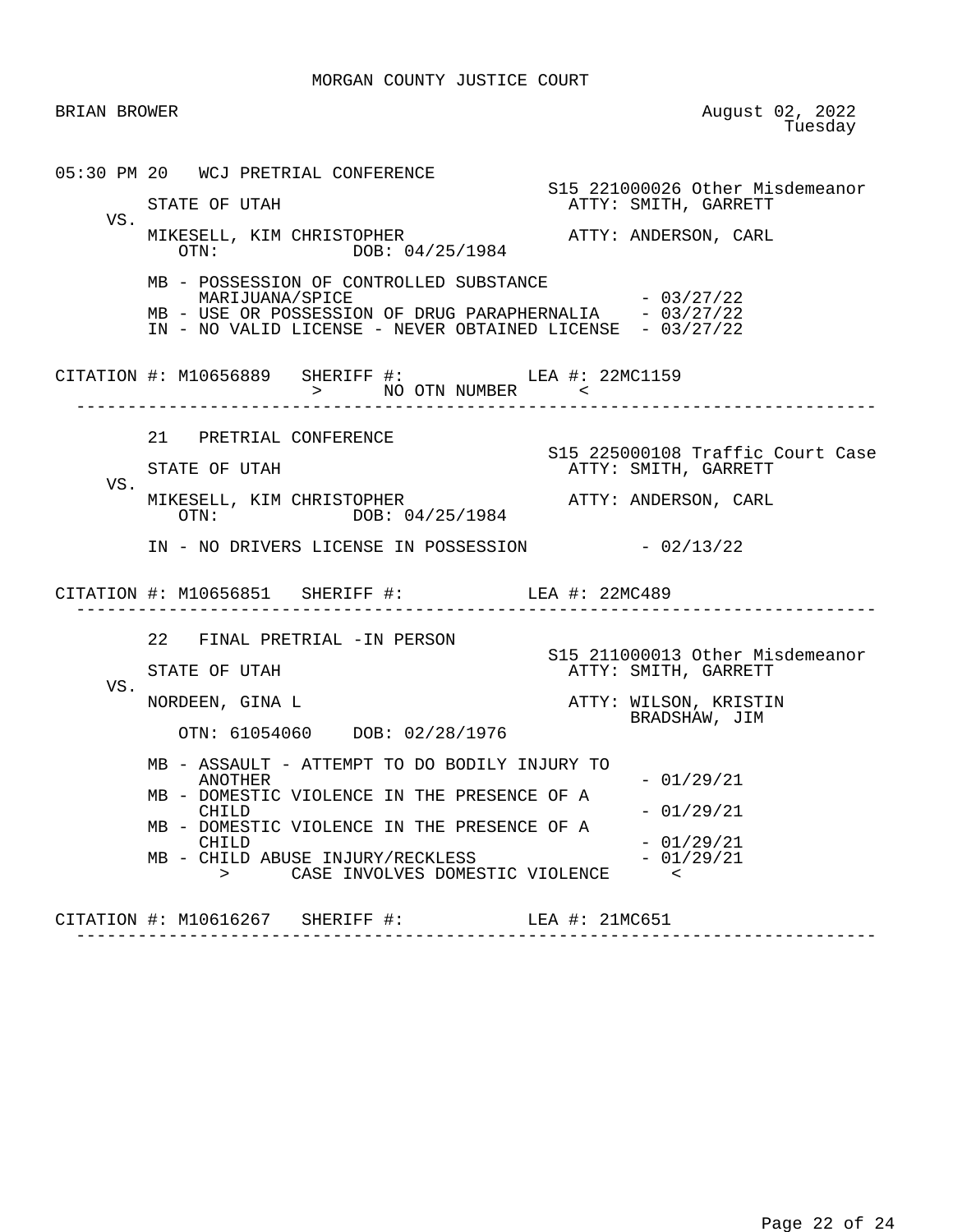MORGAN COUNTY JUSTICE COURT

BRIAN BROWER

August 02, 2022
Tuesday

05:30 PM 20 WCJ PRETRIAL CONFERENCE

S15 221000026 Other Misdemeanor

STATE OF UTAH — ATTY: SMITH, GARRETT

VS.

MIKESELL, KIM CHRISTOPHER — ATTY: ANDERSON, CARL

OTN: DOB: 04/25/1984

MB - POSSESSION OF CONTROLLED SUBSTANCE MARIJUANA/SPICE - 03/27/22
MB - USE OR POSSESSION OF DRUG PARAPHERNALIA - 03/27/22
IN - NO VALID LICENSE - NEVER OBTAINED LICENSE - 03/27/22

CITATION #: M10656889 SHERIFF #: LEA #: 22MC1159
> NO OTN NUMBER <

---

21 PRETRIAL CONFERENCE

S15 225000108 Traffic Court Case

STATE OF UTAH — ATTY: SMITH, GARRETT

VS.

MIKESELL, KIM CHRISTOPHER — ATTY: ANDERSON, CARL

OTN: DOB: 04/25/1984

IN - NO DRIVERS LICENSE IN POSSESSION - 02/13/22

CITATION #: M10656851 SHERIFF #: LEA #: 22MC489

---

22 FINAL PRETRIAL -IN PERSON

S15 211000013 Other Misdemeanor

STATE OF UTAH — ATTY: SMITH, GARRETT

VS.

NORDEEN, GINA L — ATTY: WILSON, KRISTIN
BRADSHAW, JIM

OTN: 61054060 DOB: 02/28/1976

MB - ASSAULT - ATTEMPT TO DO BODILY INJURY TO ANOTHER - 01/29/21
MB - DOMESTIC VIOLENCE IN THE PRESENCE OF A CHILD - 01/29/21
MB - DOMESTIC VIOLENCE IN THE PRESENCE OF A CHILD - 01/29/21
MB - CHILD ABUSE INJURY/RECKLESS - 01/29/21
> CASE INVOLVES DOMESTIC VIOLENCE <

CITATION #: M10616267 SHERIFF #: LEA #: 21MC651

---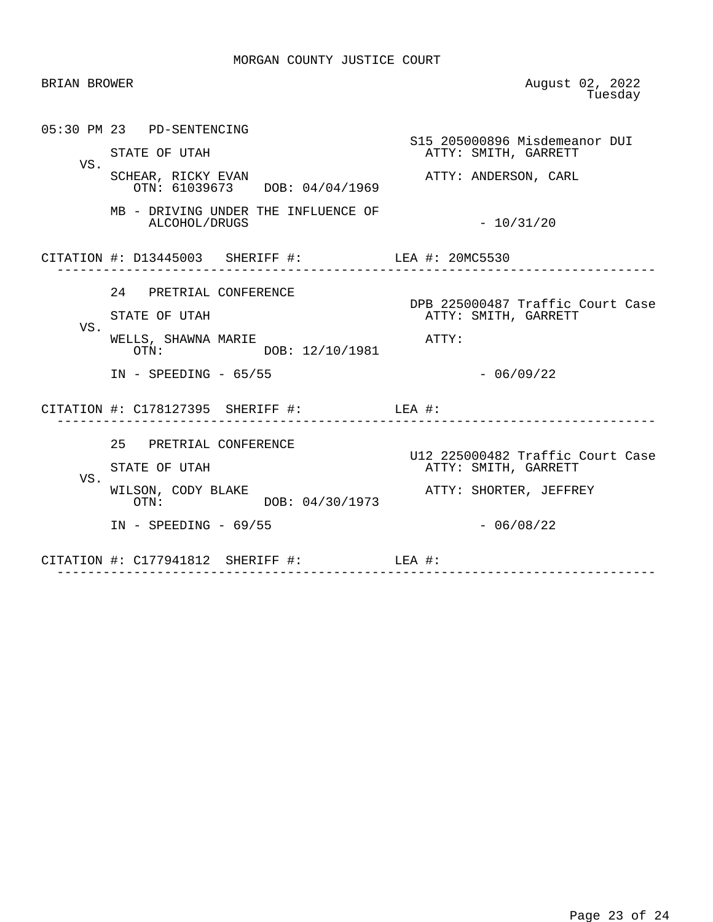MORGAN COUNTY JUSTICE COURT

BRIAN BROWER

August 02, 2022
Tuesday

05:30 PM 23 PD-SENTENCING

S15 205000896 Misdemeanor DUI

STATE OF UTAH — ATTY: SMITH, GARRETT

VS.

SCHEAR, RICKY EVAN — ATTY: ANDERSON, CARL
OTN: 61039673 DOB: 04/04/1969

MB - DRIVING UNDER THE INFLUENCE OF ALCOHOL/DRUGS - 10/31/20

CITATION #: D13445003 SHERIFF #: LEA #: 20MC5530

---

24 PRETRIAL CONFERENCE

DPB 225000487 Traffic Court Case

STATE OF UTAH — ATTY: SMITH, GARRETT

VS.

WELLS, SHAWNA MARIE — ATTY:
OTN: DOB: 12/10/1981

IN - SPEEDING - 65/55 - 06/09/22

CITATION #: C178127395 SHERIFF #: LEA #:

---

25 PRETRIAL CONFERENCE

U12 225000482 Traffic Court Case

STATE OF UTAH — ATTY: SMITH, GARRETT

VS.

WILSON, CODY BLAKE — ATTY: SHORTER, JEFFREY
OTN: DOB: 04/30/1973

IN - SPEEDING - 69/55 - 06/08/22

CITATION #: C177941812 SHERIFF #: LEA #:

---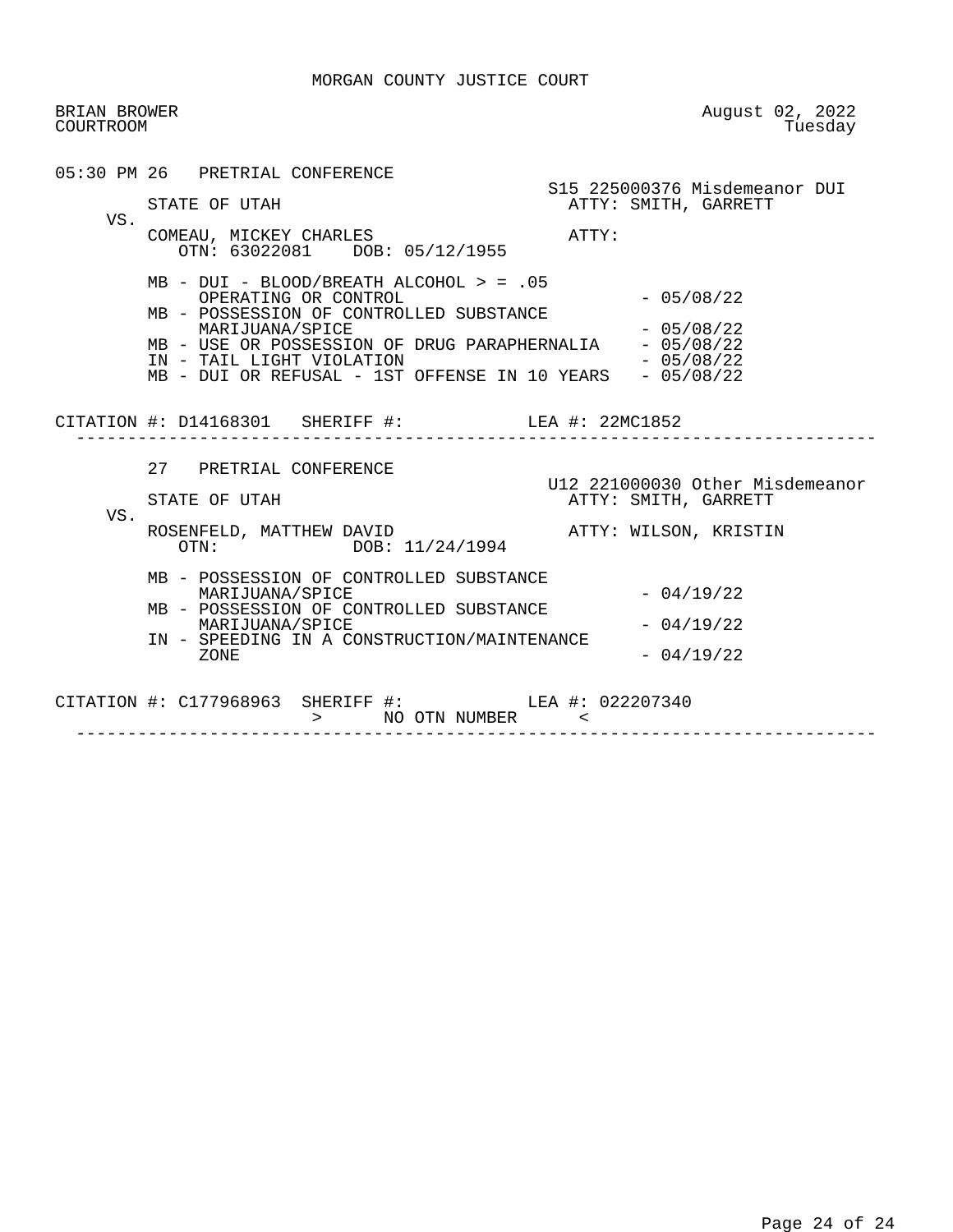MORGAN COUNTY JUSTICE COURT

BRIAN BROWER
COURTROOM

August 02, 2022
Tuesday

05:30 PM 26 PRETRIAL CONFERENCE

S15 225000376 Misdemeanor DUI

STATE OF UTAH — ATTY: SMITH, GARRETT

VS.

COMEAU, MICKEY CHARLES — ATTY:

OTN: 63022081 DOB: 05/12/1955

MB - DUI - BLOOD/BREATH ALCOHOL > = .05 OPERATING OR CONTROL - 05/08/22
MB - POSSESSION OF CONTROLLED SUBSTANCE MARIJUANA/SPICE - 05/08/22
MB - USE OR POSSESSION OF DRUG PARAPHERNALIA - 05/08/22
IN - TAIL LIGHT VIOLATION - 05/08/22
MB - DUI OR REFUSAL - 1ST OFFENSE IN 10 YEARS - 05/08/22

CITATION #: D14168301 SHERIFF #: LEA #: 22MC1852

---

27 PRETRIAL CONFERENCE

U12 221000030 Other Misdemeanor

STATE OF UTAH — ATTY: SMITH, GARRETT

VS.

ROSENFELD, MATTHEW DAVID — ATTY: WILSON, KRISTIN

OTN: DOB: 11/24/1994

MB - POSSESSION OF CONTROLLED SUBSTANCE MARIJUANA/SPICE - 04/19/22
MB - POSSESSION OF CONTROLLED SUBSTANCE MARIJUANA/SPICE - 04/19/22
IN - SPEEDING IN A CONSTRUCTION/MAINTENANCE ZONE - 04/19/22

CITATION #: C177968963 SHERIFF #: LEA #: 022207340

> NO OTN NUMBER <

---